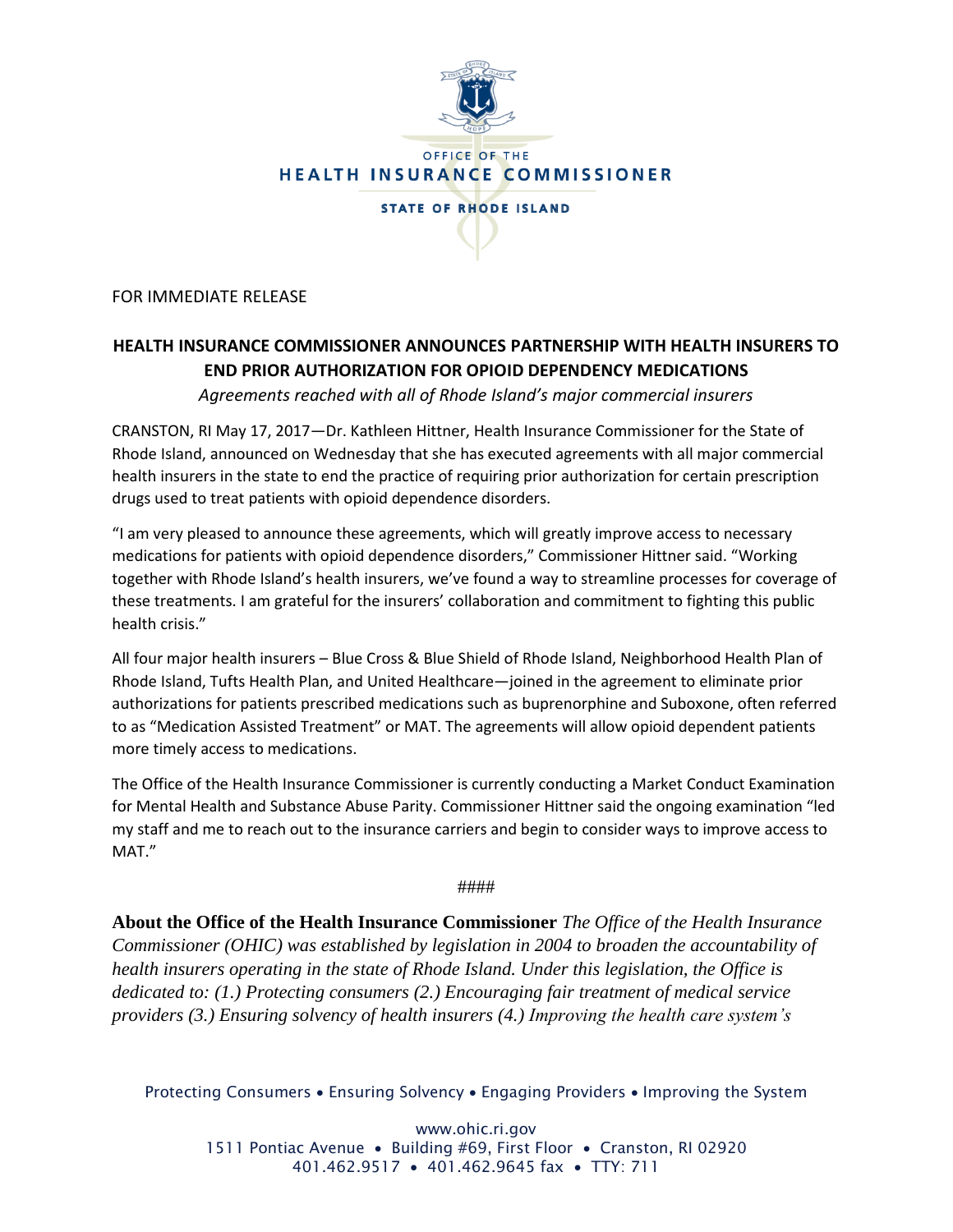OFFICE OF THE

HEALTH INSURANCE COMMISSIONER

STATE OF RHODE ISLAND

FOR IMMEDIATE RELEASE

# HEALTH INSURANCE COMMISSIONER ANNOUNCES PARTNERSHIP WITH HEALTH INSURERS TO END PRIOR AUTHORIZATION FOR OPIOID DEPENDENCY MEDICATIONS

*Agreements reached with all of Rhode Island's major commercial insurers*

CRANSTON, RI May 17, 2017—Dr. Kathleen Hittner, Health Insurance Commissioner for the State of Rhode Island, announced on Wednesday that she has executed agreements with all major commercial health insurers in the state to end the practice of requiring prior authorization for certain prescription drugs used to treat patients with opioid dependence disorders.

"I am very pleased to announce these agreements, which will greatly improve access to necessary medications for patients with opioid dependence disorders," Commissioner Hittner said. "Working together with Rhode Island's health insurers, we've found a way to streamline processes for coverage of these treatments. I am grateful for the insurers' collaboration and commitment to fighting this public health crisis."

All four major health insurers – Blue Cross & Blue Shield of Rhode Island, Neighborhood Health Plan of Rhode Island, Tufts Health Plan, and United Healthcare—joined in the agreement to eliminate prior authorizations for patients prescribed medications such as buprenorphine and Suboxone, often referred to as "Medication Assisted Treatment" or MAT. The agreements will allow opioid dependent patients more timely access to medications.

The Office of the Health Insurance Commissioner is currently conducting a Market Conduct Examination for Mental Health and Substance Abuse Parity. Commissioner Hittner said the ongoing examination "led my staff and me to reach out to the insurance carriers and begin to consider ways to improve access to MAT."

####

**About the Office of the Health Insurance Commissioner** *The Office of the Health Insurance Commissioner (OHIC) was established by legislation in 2004 to broaden the accountability of health insurers operating in the state of Rhode Island. Under this legislation, the Office is dedicated to: (1.) Protecting consumers (2.) Encouraging fair treatment of medical service providers (3.) Ensuring solvency of health insurers (4.) Improving the health care system's*

Protecting Consumers • Ensuring Solvency • Engaging Providers • Improving the System

www.ohic.ri.gov
1511 Pontiac Avenue • Building #69, First Floor • Cranston, RI 02920
401.462.9517 • 401.462.9645 fax • TTY: 711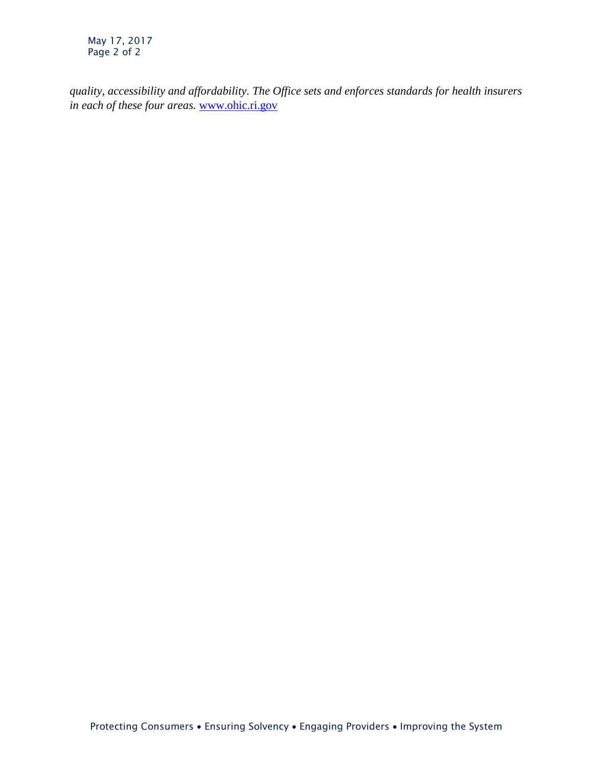*quality, accessibility and affordability. The Office sets and enforces standards for health insurers in each of these four areas.* [www.ohic.ri.gov](http://www.ohic.ri.gov)